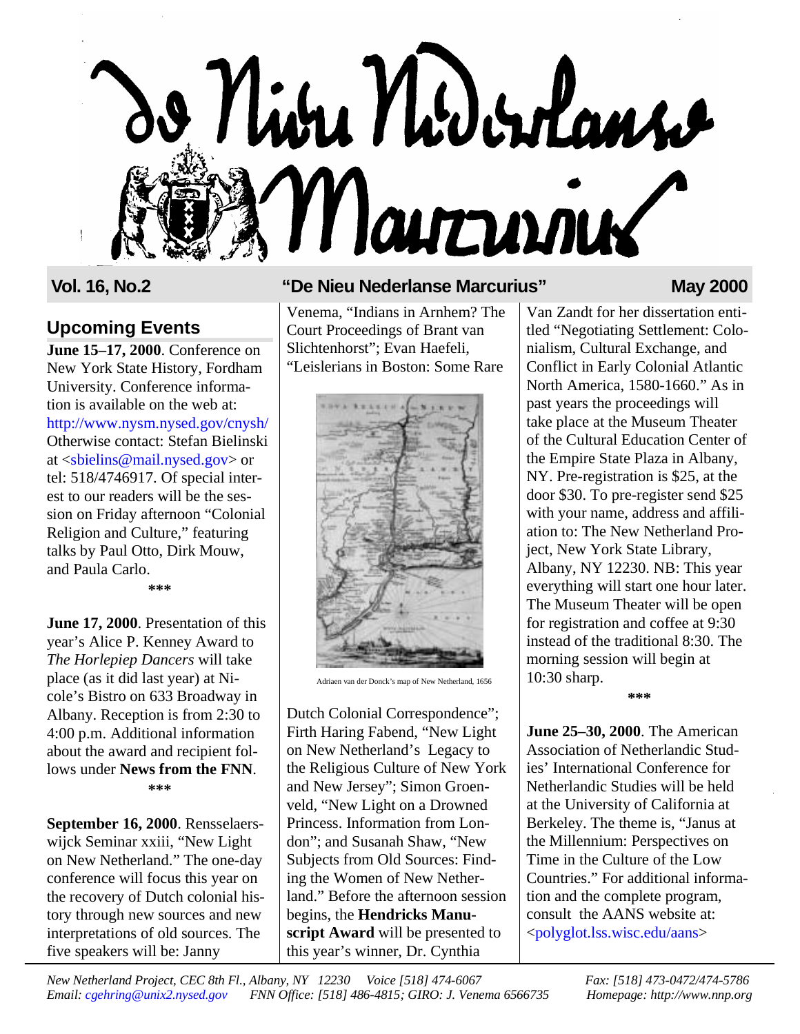# De Nieu Nederlanse Marcurius

**Vol. 16, No.2** **"De Nieu Nederlanse Marcurius"** **May 2000**

## Upcoming Events

**June 15–17, 2000**. Conference on New York State History, Fordham University. Conference information is available on the web at: http://www.nysm.nysed.gov/cnysh/ Otherwise contact: Stefan Bielinski at <sbielins@mail.nysed.gov> or tel: 518/4746917. Of special interest to our readers will be the session on Friday afternoon "Colonial Religion and Culture," featuring talks by Paul Otto, Dirk Mouw, and Paula Carlo.

***

**June 17, 2000**. Presentation of this year's Alice P. Kenney Award to *The Horlepiep Dancers* will take place (as it did last year) at Nicole's Bistro on 633 Broadway in Albany. Reception is from 2:30 to 4:00 p.m. Additional information about the award and recipient follows under **News from the FNN**.

***

**September 16, 2000**. Rensselaerswijck Seminar xxiii, "New Light on New Netherland." The one-day conference will focus this year on the recovery of Dutch colonial history through new sources and new interpretations of old sources. The five speakers will be: Janny Venema, "Indians in Arnhem? The Court Proceedings of Brant van Slichtenhorst"; Evan Haefeli, "Leislerians in Boston: Some Rare Dutch Colonial Correspondence"; Firth Haring Fabend, "New Light on New Netherland's Legacy to the Religious Culture of New York and New Jersey"; Simon Groenveld, "New Light on a Drowned Princess. Information from London"; and Susanah Shaw, "New Subjects from Old Sources: Finding the Women of New Netherland." Before the afternoon session begins, the **Hendricks Manuscript Award** will be presented to this year's winner, Dr. Cynthia Van Zandt for her dissertation entitled "Negotiating Settlement: Colonialism, Cultural Exchange, and Conflict in Early Colonial Atlantic North America, 1580-1660." As in past years the proceedings will take place at the Museum Theater of the Cultural Education Center of the Empire State Plaza in Albany, NY. Pre-registration is $25, at the door $30. To pre-register send $25 with your name, address and affiliation to: The New Netherland Project, New York State Library, Albany, NY 12230. NB: This year everything will start one hour later. The Museum Theater will be open for registration and coffee at 9:30 instead of the traditional 8:30. The morning session will begin at 10:30 sharp.

Adriaen van der Donck's map of New Netherland, 1656

***

**June 25–30, 2000**. The American Association of Netherlandic Studies' International Conference for Netherlandic Studies will be held at the University of California at Berkeley. The theme is, "Janus at the Millennium: Perspectives on Time in the Culture of the Low Countries." For additional information and the complete program, consult the AANS website at: <polyglot.lss.wisc.edu/aans>

*New Netherland Project, CEC 8th Fl., Albany, NY 12230 Voice [518] 474-6067 Fax: [518] 473-0472/474-5786*
*Email: cgehring@unix2.nysed.gov FNN Office: [518] 486-4815; GIRO: J. Venema 6566735 Homepage: http://www.nnp.org*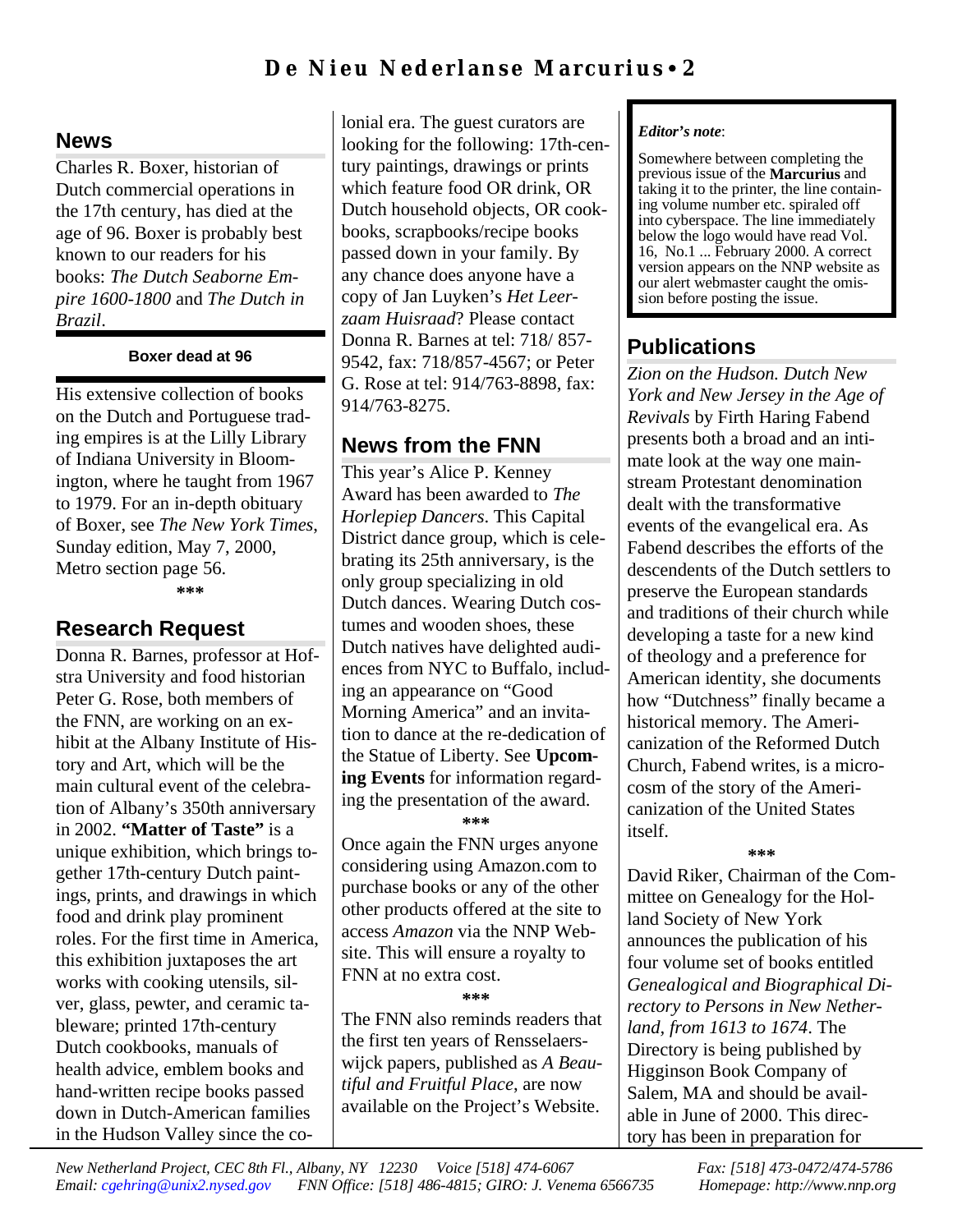## News

Charles R. Boxer, historian of Dutch commercial operations in the 17th century, has died at the age of 96. Boxer is probably best known to our readers for his books: *The Dutch Seaborne Empire 1600-1800* and *The Dutch in Brazil*.

**Boxer dead at 96**

His extensive collection of books on the Dutch and Portuguese trading empires is at the Lilly Library of Indiana University in Bloomington, where he taught from 1967 to 1979. For an in-depth obituary of Boxer, see *The New York Times*, Sunday edition, May 7, 2000, Metro section page 56.

\*\*\*

## Research Request

Donna R. Barnes, professor at Hofstra University and food historian Peter G. Rose, both members of the FNN, are working on an exhibit at the Albany Institute of History and Art, which will be the main cultural event of the celebration of Albany's 350th anniversary in 2002. **"Matter of Taste"** is a unique exhibition, which brings together 17th-century Dutch paintings, prints, and drawings in which food and drink play prominent roles. For the first time in America, this exhibition juxtaposes the art works with cooking utensils, silver, glass, pewter, and ceramic tableware; printed 17th-century Dutch cookbooks, manuals of health advice, emblem books and hand-written recipe books passed down in Dutch-American families in the Hudson Valley since the colonial era. The guest curators are looking for the following: 17th-century paintings, drawings or prints which feature food OR drink, OR Dutch household objects, OR cookbooks, scrapbooks/recipe books passed down in your family. By any chance does anyone have a copy of Jan Luyken's *Het Leerzaam Huisraad*? Please contact Donna R. Barnes at tel: 718/ 857-9542, fax: 718/857-4567; or Peter G. Rose at tel: 914/763-8898, fax: 914/763-8275.

## News from the FNN

This year's Alice P. Kenney Award has been awarded to *The Horlepiep Dancers*. This Capital District dance group, which is celebrating its 25th anniversary, is the only group specializing in old Dutch dances. Wearing Dutch costumes and wooden shoes, these Dutch natives have delighted audiences from NYC to Buffalo, including an appearance on "Good Morning America" and an invitation to dance at the re-dedication of the Statue of Liberty. See **Upcoming Events** for information regarding the presentation of the award.

\*\*\*

Once again the FNN urges anyone considering using Amazon.com to purchase books or any of the other other products offered at the site to access *Amazon* via the NNP Website. This will ensure a royalty to FNN at no extra cost.

\*\*\*

The FNN also reminds readers that the first ten years of Rensselaerswijck papers, published as *A Beautiful and Fruitful Place*, are now available on the Project's Website.

***Editor's note***:

Somewhere between completing the previous issue of the **Marcurius** and taking it to the printer, the line containing volume number etc. spiraled off into cyberspace. The line immediately below the logo would have read Vol. 16, No.1 ... February 2000. A correct version appears on the NNP website as our alert webmaster caught the omission before posting the issue.

## Publications

*Zion on the Hudson. Dutch New York and New Jersey in the Age of Revivals* by Firth Haring Fabend presents both a broad and an intimate look at the way one mainstream Protestant denomination dealt with the transformative events of the evangelical era. As Fabend describes the efforts of the descendents of the Dutch settlers to preserve the European standards and traditions of their church while developing a taste for a new kind of theology and a preference for American identity, she documents how "Dutchness" finally became a historical memory. The Americanization of the Reformed Dutch Church, Fabend writes, is a microcosm of the story of the Americanization of the United States itself.

\*\*\*

David Riker, Chairman of the Committee on Genealogy for the Holland Society of New York announces the publication of his four volume set of books entitled *Genealogical and Biographical Directory to Persons in New Netherland, from 1613 to 1674*. The Directory is being published by Higginson Book Company of Salem, MA and should be available in June of 2000. This directory has been in preparation for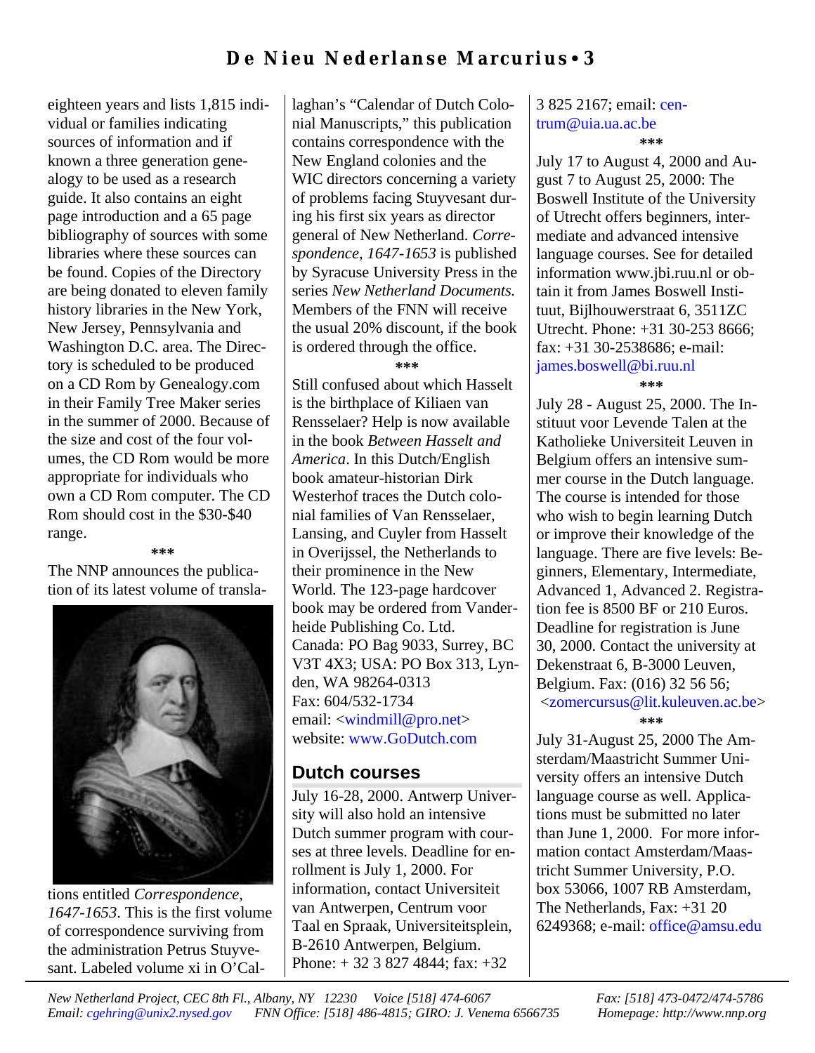eighteen years and lists 1,815 individual or families indicating sources of information and if known a three generation genealogy to be used as a research guide. It also contains an eight page introduction and a 65 page bibliography of sources with some libraries where these sources can be found. Copies of the Directory are being donated to eleven family history libraries in the New York, New Jersey, Pennsylvania and Washington D.C. area. The Directory is scheduled to be produced on a CD Rom by Genealogy.com in their Family Tree Maker series in the summer of 2000. Because of the size and cost of the four volumes, the CD Rom would be more appropriate for individuals who own a CD Rom computer. The CD Rom should cost in the $30-$40 range.

***

The NNP announces the publication of its latest volume of translations entitled *Correspondence, 1647-1653*. This is the first volume of correspondence surviving from the administration Petrus Stuyvesant. Labeled volume xi in O'Callaghan's "Calendar of Dutch Colonial Manuscripts," this publication contains correspondence with the New England colonies and the WIC directors concerning a variety of problems facing Stuyvesant during his first six years as director general of New Netherland. *Correspondence, 1647-1653* is published by Syracuse University Press in the series *New Netherland Documents.* Members of the FNN will receive the usual 20% discount, if the book is ordered through the office.

***

Still confused about which Hasselt is the birthplace of Kiliaen van Rensselaer? Help is now available in the book *Between Hasselt and America*. In this Dutch/English book amateur-historian Dirk Westerhof traces the Dutch colonial families of Van Rensselaer, Lansing, and Cuyler from Hasselt in Overijssel, the Netherlands to their prominence in the New World. The 123-page hardcover book may be ordered from Vanderheide Publishing Co. Ltd.
Canada: PO Bag 9033, Surrey, BC V3T 4X3; USA: PO Box 313, Lynden, WA 98264-0313
Fax: 604/532-1734
email: <windmill@pro.net>
website: www.GoDutch.com

## Dutch courses

July 16-28, 2000. Antwerp University will also hold an intensive Dutch summer program with courses at three levels. Deadline for enrollment is July 1, 2000. For information, contact Universiteit van Antwerpen, Centrum voor Taal en Spraak, Universiteitsplein, B-2610 Antwerpen, Belgium. Phone: + 32 3 827 4844; fax: +32 3 825 2167; email: centrum@uia.ua.ac.be

***

July 17 to August 4, 2000 and August 7 to August 25, 2000: The Boswell Institute of the University of Utrecht offers beginners, intermediate and advanced intensive language courses. See for detailed information www.jbi.ruu.nl or obtain it from James Boswell Instituut, Bijlhouwerstraat 6, 3511ZC Utrecht. Phone: +31 30-253 8666; fax: +31 30-2538686; e-mail: james.boswell@bi.ruu.nl

***

July 28 - August 25, 2000. The Instituut voor Levende Talen at the Katholieke Universiteit Leuven in Belgium offers an intensive summer course in the Dutch language. The course is intended for those who wish to begin learning Dutch or improve their knowledge of the language. There are five levels: Beginners, Elementary, Intermediate, Advanced 1, Advanced 2. Registration fee is 8500 BF or 210 Euros. Deadline for registration is June 30, 2000. Contact the university at Dekenstraat 6, B-3000 Leuven, Belgium. Fax: (016) 32 56 56; <zomercursus@lit.kuleuven.ac.be>

***

July 31-August 25, 2000 The Amsterdam/Maastricht Summer University offers an intensive Dutch language course as well. Applications must be submitted no later than June 1, 2000. For more information contact Amsterdam/Maastricht Summer University, P.O. box 53066, 1007 RB Amsterdam, The Netherlands, Fax: +31 20 6249368; e-mail: office@amsu.edu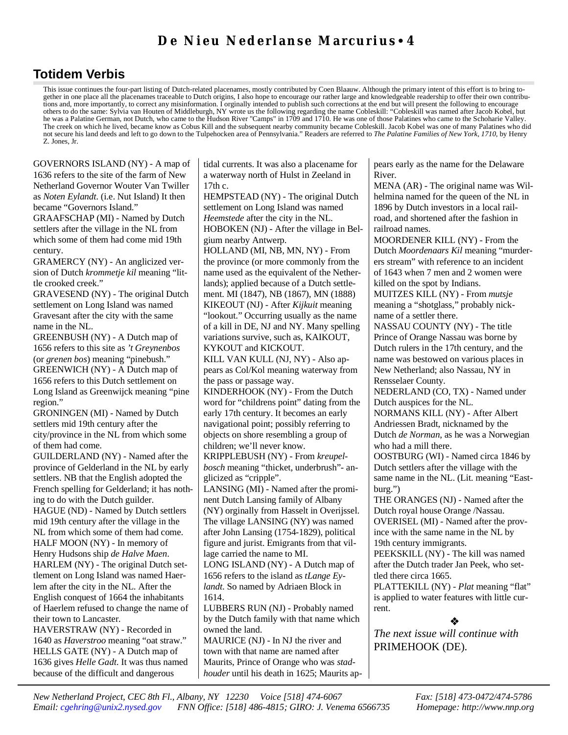## Totidem Verbis

This issue continues the four-part listing of Dutch-related placenames, mostly contributed by Coen Blaauw. Although the primary intent of this effort is to bring together in one place all the placenames traceable to Dutch origins, I also hope to encourage our rather large and knowledgeable readership to offer their own contributions and, more importantly, to correct any misinformation. I orginally intended to publish such corrections at the end but will present the following to encourage others to do the same: Sylvia van Houten of Middleburgh, NY wrote us the following regarding the name Cobleskill: "Cobleskill was named after Jacob Kobel, but he was a Palatine German, not Dutch, who came to the Hudson River "Camps" in 1709 and 1710. He was one of those Palatines who came to the Schoharie Valley. The creek on which he lived, became know as Cobus Kill and the subsequent nearby community became Cobleskill. Jacob Kobel was one of many Palatines who did not secure his land deeds and left to go down to the Tulpehocken area of Pennsylvania." Readers are referred to *The Palatine Families of New York, 1710*, by Henry Z. Jones, Jr.

GOVERNORS ISLAND (NY) - A map of 1636 refers to the site of the farm of New Netherland Governor Wouter Van Twiller as *Noten Eylandt.* (i.e. Nut Island) It then became "Governors Island."
GRAAFSCHAP (MI) - Named by Dutch settlers after the village in the NL from which some of them had come mid 19th century.
GRAMERCY (NY) - An anglicized version of Dutch *krommetje kil* meaning "little crooked creek."
GRAVESEND (NY) - The original Dutch settlement on Long Island was named Gravesant after the city with the same name in the NL.
GREENBUSH (NY) - A Dutch map of 1656 refers to this site as *'t Greynenbos* (or *grenen bos*) meaning "pinebush."
GREENWICH (NY) - A Dutch map of 1656 refers to this Dutch settlement on Long Island as Greenwijck meaning "pine region."
GRONINGEN (MI) - Named by Dutch settlers mid 19th century after the city/province in the NL from which some of them had come.
GUILDERLAND (NY) - Named after the province of Gelderland in the NL by early settlers. NB that the English adopted the French spelling for Gelderland; it has nothing to do with the Dutch guilder.
HAGUE (ND) - Named by Dutch settlers mid 19th century after the village in the NL from which some of them had come.
HALF MOON (NY) - In memory of Henry Hudsons ship *de Halve Maen*.
HARLEM (NY) - The original Dutch settlement on Long Island was named Haerlem after the city in the NL. After the English conquest of 1664 the inhabitants of Haerlem refused to change the name of their town to Lancaster.
HAVERSTRAW (NY) - Recorded in 1640 as *Haverstroo* meaning "oat straw."
HELLS GATE (NY) - A Dutch map of 1636 gives *Helle Gadt.* It was thus named because of the difficult and dangerous tidal currents. It was also a placename for a waterway north of Hulst in Zeeland in 17th c.
HEMPSTEAD (NY) - The original Dutch settlement on Long Island was named *Heemstede* after the city in the NL.
HOBOKEN (NJ) - After the village in Belgium nearby Antwerp.
HOLLAND (MI, NB, MN, NY) - From the province (or more commonly from the name used as the equivalent of the Netherlands); applied because of a Dutch settlement. MI (1847), NB (1867), MN (1888)
KIKEOUT (NJ) - After *Kijkuit* meaning "lookout." Occurring usually as the name of a kill in DE, NJ and NY. Many spelling variations survive, such as, KAIKOUT, KYKOUT and KICKOUT.
KILL VAN KULL (NJ, NY) - Also appears as Col/Kol meaning waterway from the pass or passage way.
KINDERHOOK (NY) - From the Dutch word for "childrens point" dating from the early 17th century. It becomes an early navigational point; possibly referring to objects on shore resembling a group of children; we'll never know.
KRIPPLEBUSH (NY) - From *kreupelbosch* meaning "thicket, underbrush"- anglicized as "cripple".
LANSING (MI) - Named after the prominent Dutch Lansing family of Albany (NY) orginally from Hasselt in Overijssel. The village LANSING (NY) was named after John Lansing (1754-1829), political figure and jurist. Emigrants from that village carried the name to MI.
LONG ISLAND (NY) - A Dutch map of 1656 refers to the island as *tLange Eylandt.* So named by Adriaen Block in 1614.
LUBBERS RUN (NJ) - Probably named by the Dutch family with that name which owned the land.
MAURICE (NJ) - In NJ the river and town with that name are named after Maurits, Prince of Orange who was *stadhouder* until his death in 1625; Maurits appears early as the name for the Delaware River.
MENA (AR) - The original name was Wilhelmina named for the queen of the NL in 1896 by Dutch investors in a local railroad, and shortened after the fashion in railroad names.
MOORDENER KILL (NY) - From the Dutch *Moordenaars Kil* meaning "murderers stream" with reference to an incident of 1643 when 7 men and 2 women were killed on the spot by Indians.
MUITZES KILL (NY) - From *mutsje* meaning a "shotglass," probably nickname of a settler there.
NASSAU COUNTY (NY) - The title Prince of Orange Nassau was borne by Dutch rulers in the 17th century, and the name was bestowed on various places in New Netherland; also Nassau, NY in Rensselaer County.
NEDERLAND (CO, TX) - Named under Dutch auspices for the NL.
NORMANS KILL (NY) - After Albert Andriessen Bradt, nicknamed by the Dutch *de Norman*, as he was a Norwegian who had a mill there.
OOSTBURG (WI) - Named circa 1846 by Dutch settlers after the village with the same name in the NL. (Lit. meaning "Eastburg.")
THE ORANGES (NJ) - Named after the Dutch royal house Orange /Nassau.
OVERISEL (MI) - Named after the province with the same name in the NL by 19th century immigrants.
PEEKSKILL (NY) - The kill was named after the Dutch trader Jan Peek, who settled there circa 1665.
PLATTEKILL (NY) - *Plat* meaning "flat" is applied to water features with little current.

❖

*The next issue will continue with* PRIMEHOOK (DE).

*New Netherland Project, CEC 8th Fl., Albany, NY 12230 Voice [518] 474-6067 Fax: [518] 473-0472/474-5786*
*Email: cgehring@unix2.nysed.gov FNN Office: [518] 486-4815; GIRO: J. Venema 6566735 Homepage: http://www.nnp.org*